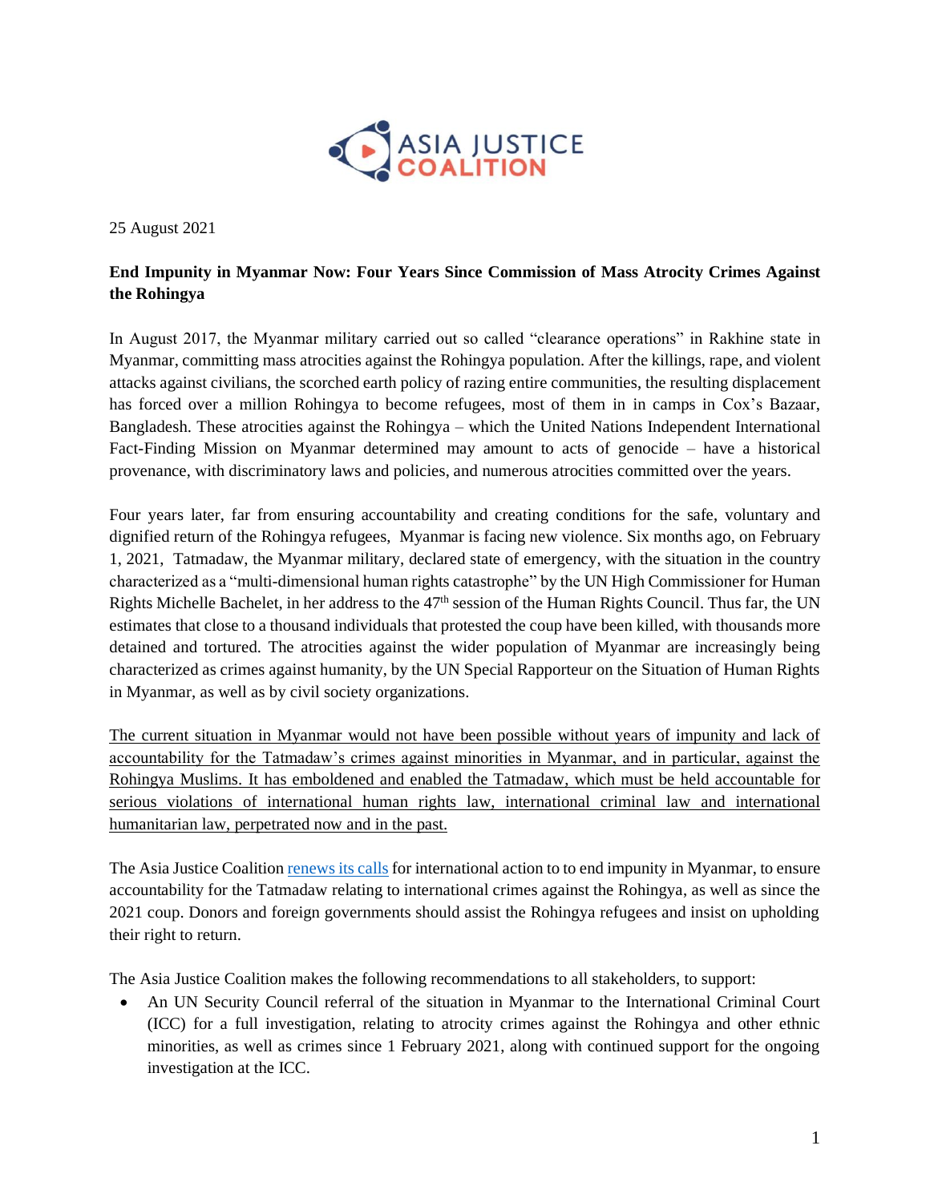ASIA JUSTICE COALITION

25 August 2021

**End Impunity in Myanmar Now: Four Years Since Commission of Mass Atrocity Crimes Against the Rohingya**

In August 2017, the Myanmar military carried out so called "clearance operations" in Rakhine state in Myanmar, committing mass atrocities against the Rohingya population. After the killings, rape, and violent attacks against civilians, the scorched earth policy of razing entire communities, the resulting displacement has forced over a million Rohingya to become refugees, most of them in in camps in Cox's Bazaar, Bangladesh. These atrocities against the Rohingya – which the United Nations Independent International Fact-Finding Mission on Myanmar determined may amount to acts of genocide – have a historical provenance, with discriminatory laws and policies, and numerous atrocities committed over the years.

Four years later, far from ensuring accountability and creating conditions for the safe, voluntary and dignified return of the Rohingya refugees, Myanmar is facing new violence. Six months ago, on February 1, 2021, Tatmadaw, the Myanmar military, declared state of emergency, with the situation in the country characterized as a "multi-dimensional human rights catastrophe" by the UN High Commissioner for Human Rights Michelle Bachelet, in her address to the 47th session of the Human Rights Council. Thus far, the UN estimates that close to a thousand individuals that protested the coup have been killed, with thousands more detained and tortured. The atrocities against the wider population of Myanmar are increasingly being characterized as crimes against humanity, by the UN Special Rapporteur on the Situation of Human Rights in Myanmar, as well as by civil society organizations.

<u>The current situation in Myanmar would not have been possible without years of impunity and lack of accountability for the Tatmadaw's crimes against minorities in Myanmar, and in particular, against the Rohingya Muslims. It has emboldened and enabled the Tatmadaw, which must be held accountable for serious violations of international human rights law, international criminal law and international humanitarian law, perpetrated now and in the past.</u>

The Asia Justice Coalition renews its calls for international action to to end impunity in Myanmar, to ensure accountability for the Tatmadaw relating to international crimes against the Rohingya, as well as since the 2021 coup. Donors and foreign governments should assist the Rohingya refugees and insist on upholding their right to return.

The Asia Justice Coalition makes the following recommendations to all stakeholders, to support:

- An UN Security Council referral of the situation in Myanmar to the International Criminal Court (ICC) for a full investigation, relating to atrocity crimes against the Rohingya and other ethnic minorities, as well as crimes since 1 February 2021, along with continued support for the ongoing investigation at the ICC.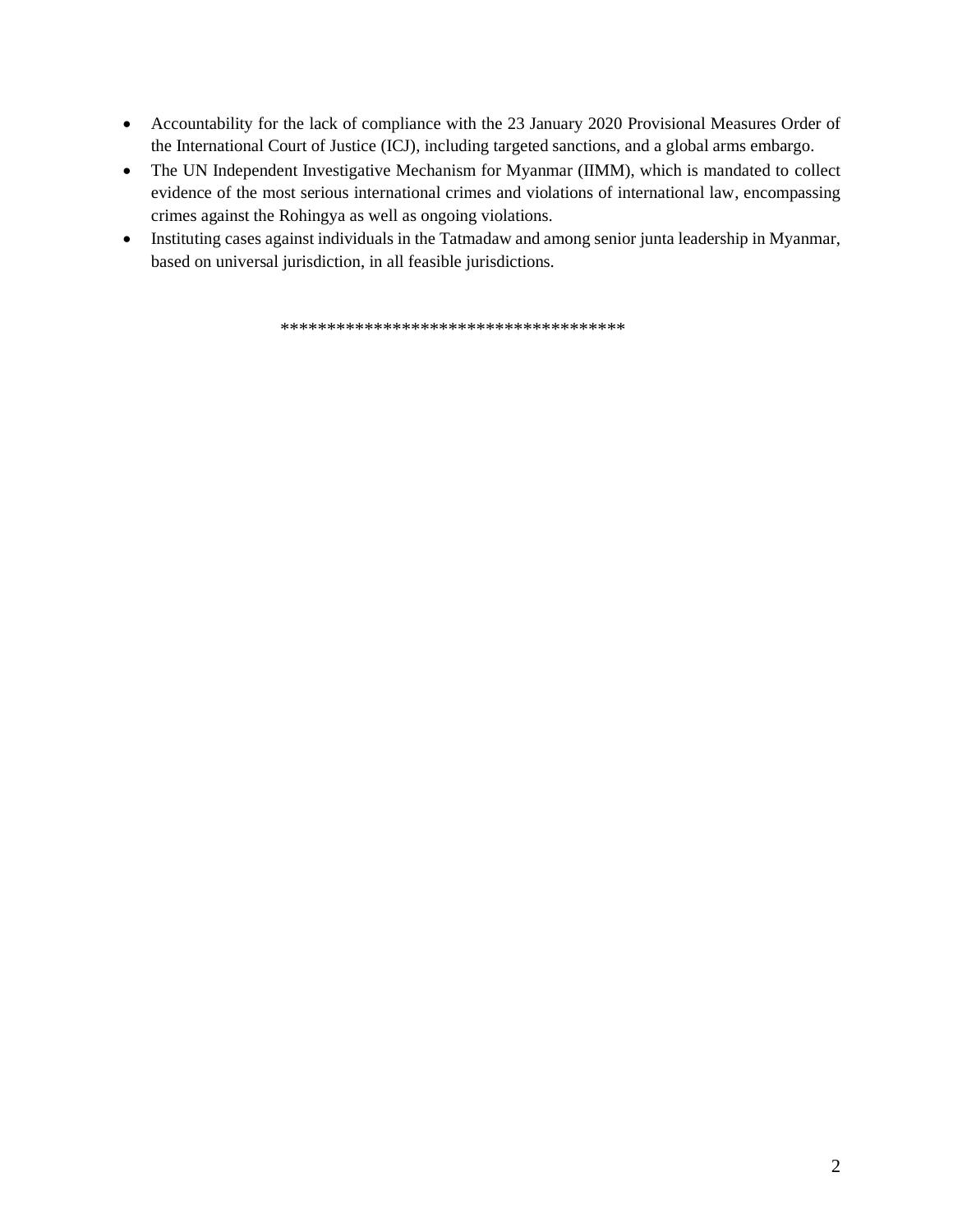- Accountability for the lack of compliance with the 23 January 2020 Provisional Measures Order of the International Court of Justice (ICJ), including targeted sanctions, and a global arms embargo.
- The UN Independent Investigative Mechanism for Myanmar (IIMM), which is mandated to collect evidence of the most serious international crimes and violations of international law, encompassing crimes against the Rohingya as well as ongoing violations.
- Instituting cases against individuals in the Tatmadaw and among senior junta leadership in Myanmar, based on universal jurisdiction, in all feasible jurisdictions.

************************************